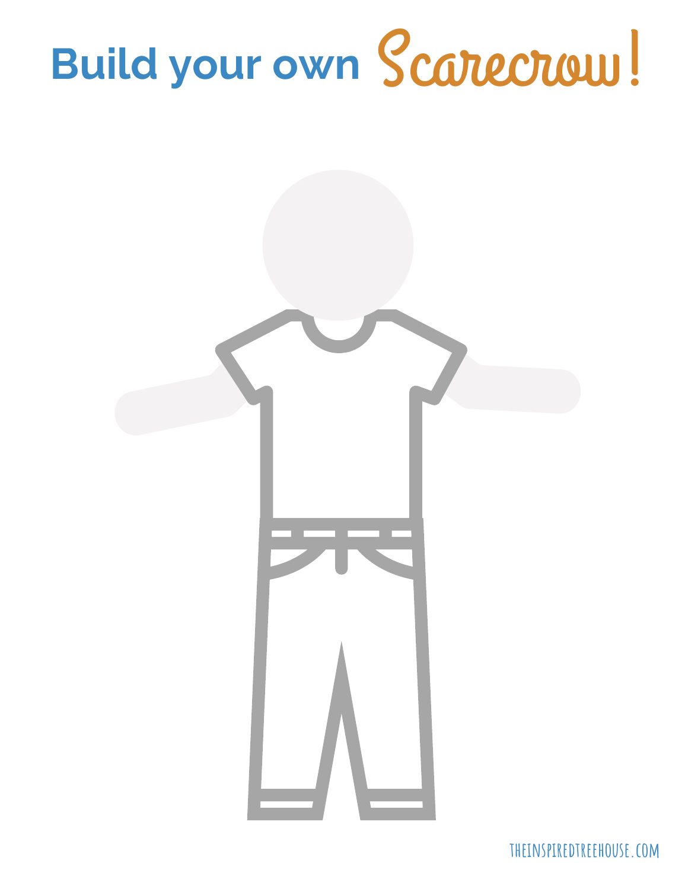# Build your own Scarecrow!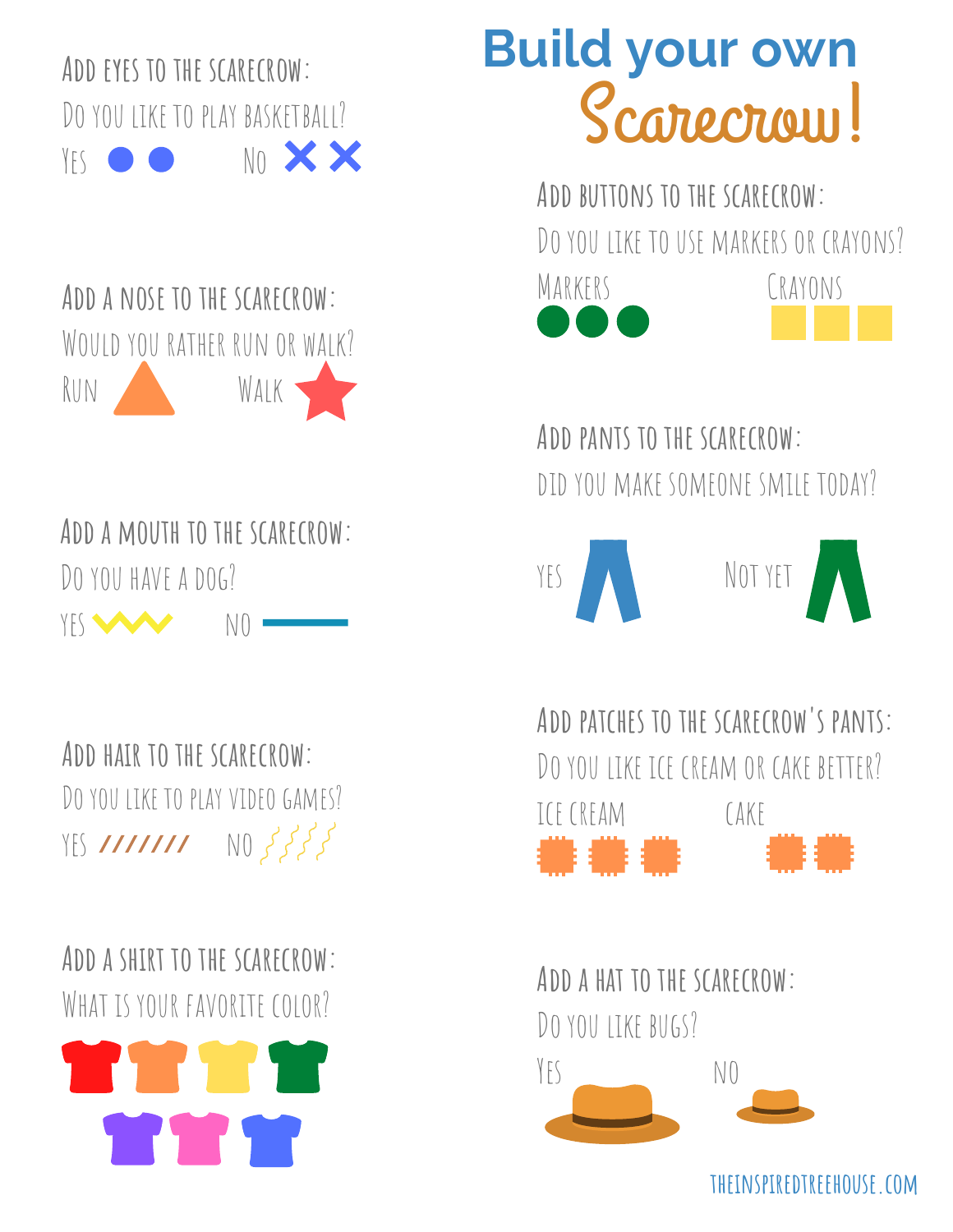# Build your own Scarecrow!

**Add eyes to the scarecrow:**

Do you like to play basketball?

Yes ● ●     No ✕ ✕

**Add a nose to the scarecrow:**

Would you rather run or walk?

Run     Walk

**Add a mouth to the scarecrow:**

Do you have a dog?

Yes     No

**Add hair to the scarecrow:**

Do you like to play video games?

Yes ///////     No

**Add a shirt to the scarecrow:**

What is your favorite color?

**Add buttons to the scarecrow:**

Do you like to use markers or crayons?

Markers     Crayons

**Add pants to the scarecrow:**

Did you make someone smile today?

Yes     Not yet

**Add patches to the scarecrow's pants:**

Do you like ice cream or cake better?

Ice cream     Cake

**Add a hat to the scarecrow:**

Do you like bugs?

Yes     No

THEINSPIREDTREEHOUSE.COM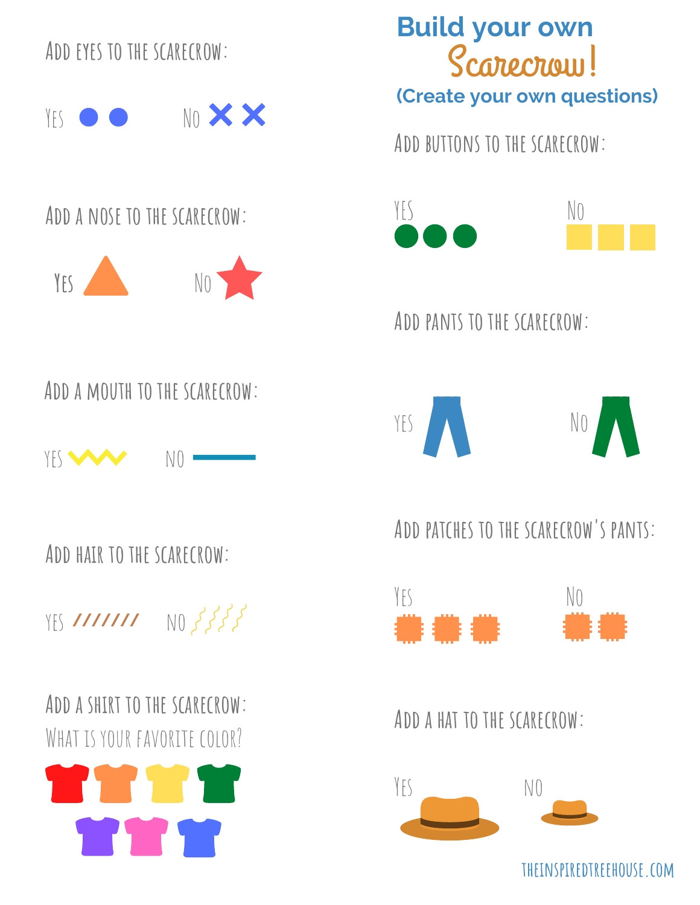# Build your own Scarecrow!

**(Create your own questions)**

Add eyes to the scarecrow:

Yes No

Add a nose to the scarecrow:

Yes No

Add a mouth to the scarecrow:

YES NO

Add hair to the scarecrow:

YES NO

Add a shirt to the scarecrow:

What is your favorite color?

Add buttons to the scarecrow:

YES NO

Add pants to the scarecrow:

YES NO

Add patches to the scarecrow's pants:

Yes No

Add a hat to the scarecrow:

YES NO

THEINSPIREDTREEHOUSE.COM